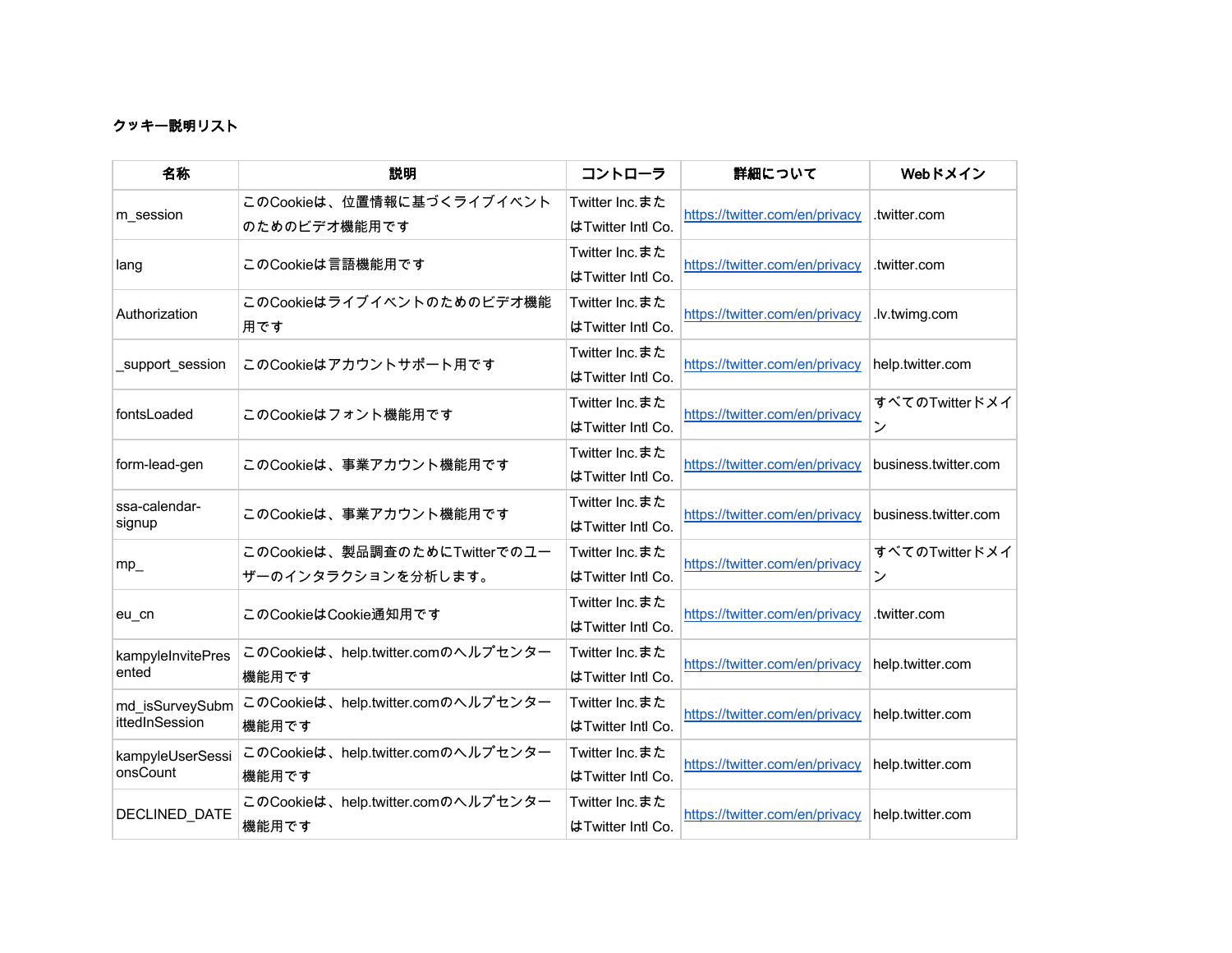**クッキー説明リスト**

| 名称 | 説明 | コントローラ | 詳細について | Webドメイン |
|---|---|---|---|---|
| m_session | このCookieは、位置情報に基づくライブイベントのためのビデオ機能用です | Twitter Inc.またはTwitter Intl Co. | https://twitter.com/en/privacy | .twitter.com |
| lang | このCookieは言語機能用です | Twitter Inc.またはTwitter Intl Co. | https://twitter.com/en/privacy | .twitter.com |
| Authorization | このCookieはライブイベントのためのビデオ機能用です | Twitter Inc.またはTwitter Intl Co. | https://twitter.com/en/privacy | .lv.twimg.com |
| _support_session | このCookieはアカウントサポート用です | Twitter Inc.またはTwitter Intl Co. | https://twitter.com/en/privacy | help.twitter.com |
| fontsLoaded | このCookieはフォント機能用です | Twitter Inc.またはTwitter Intl Co. | https://twitter.com/en/privacy | すべてのTwitterドメイン |
| form-lead-gen | このCookieは、事業アカウント機能用です | Twitter Inc.またはTwitter Intl Co. | https://twitter.com/en/privacy | business.twitter.com |
| ssa-calendar-signup | このCookieは、事業アカウント機能用です | Twitter Inc.またはTwitter Intl Co. | https://twitter.com/en/privacy | business.twitter.com |
| mp_ | このCookieは、製品調査のためにTwitterでのユーザーのインタラクションを分析します。 | Twitter Inc.またはTwitter Intl Co. | https://twitter.com/en/privacy | すべてのTwitterドメイン |
| eu_cn | このCookieはCookie通知用です | Twitter Inc.またはTwitter Intl Co. | https://twitter.com/en/privacy | .twitter.com |
| kampyleInvitePresented | このCookieは、help.twitter.comのヘルプセンター機能用です | Twitter Inc.またはTwitter Intl Co. | https://twitter.com/en/privacy | help.twitter.com |
| md_isSurveySubmittedInSession | このCookieは、help.twitter.comのヘルプセンター機能用です | Twitter Inc.またはTwitter Intl Co. | https://twitter.com/en/privacy | help.twitter.com |
| kampyleUserSessionsCount | このCookieは、help.twitter.comのヘルプセンター機能用です | Twitter Inc.またはTwitter Intl Co. | https://twitter.com/en/privacy | help.twitter.com |
| DECLINED_DATE | このCookieは、help.twitter.comのヘルプセンター機能用です | Twitter Inc.またはTwitter Intl Co. | https://twitter.com/en/privacy | help.twitter.com |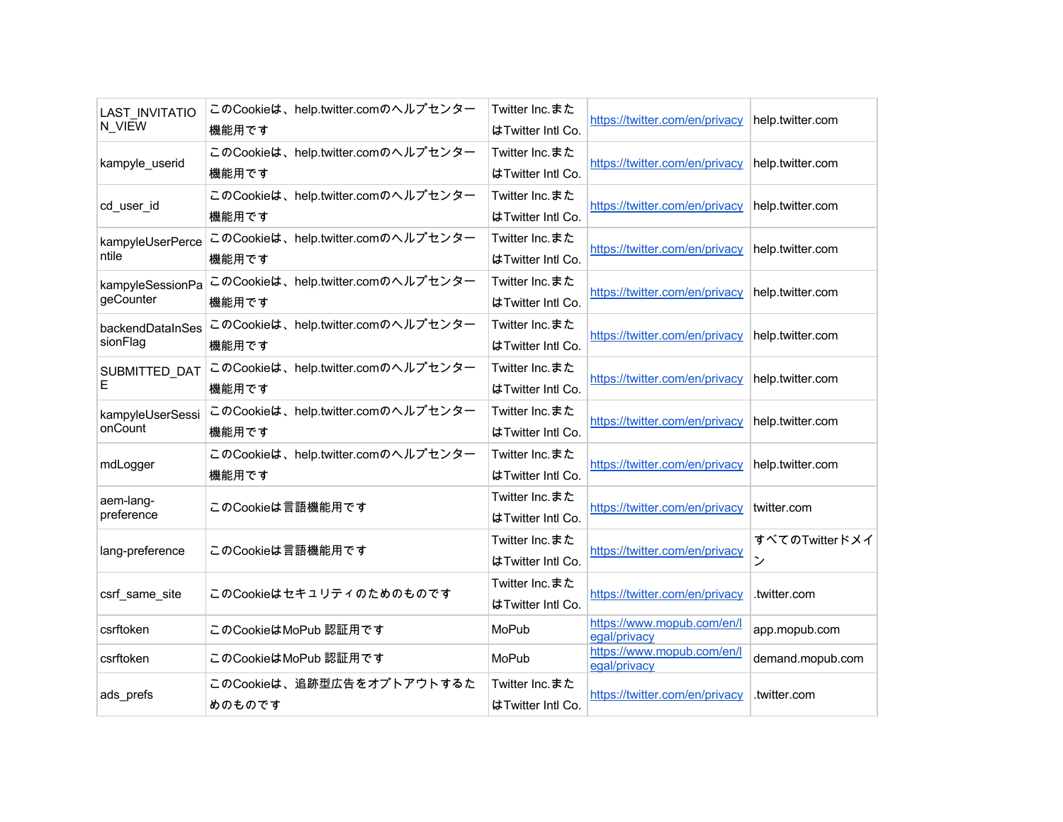| | | | | |
|---|---|---|---|---|
| LAST_INVITATION_VIEW | このCookieは、help.twitter.comのヘルプセンター機能用です | Twitter Inc.またはTwitter Intl Co. | https://twitter.com/en/privacy | help.twitter.com |
| kampyle_userid | このCookieは、help.twitter.comのヘルプセンター機能用です | Twitter Inc.またはTwitter Intl Co. | https://twitter.com/en/privacy | help.twitter.com |
| cd_user_id | このCookieは、help.twitter.comのヘルプセンター機能用です | Twitter Inc.またはTwitter Intl Co. | https://twitter.com/en/privacy | help.twitter.com |
| kampyleUserPercentile | このCookieは、help.twitter.comのヘルプセンター機能用です | Twitter Inc.またはTwitter Intl Co. | https://twitter.com/en/privacy | help.twitter.com |
| kampyleSessionPageCounter | このCookieは、help.twitter.comのヘルプセンター機能用です | Twitter Inc.またはTwitter Intl Co. | https://twitter.com/en/privacy | help.twitter.com |
| backendDataInSessionFlag | このCookieは、help.twitter.comのヘルプセンター機能用です | Twitter Inc.またはTwitter Intl Co. | https://twitter.com/en/privacy | help.twitter.com |
| SUBMITTED_DATE | このCookieは、help.twitter.comのヘルプセンター機能用です | Twitter Inc.またはTwitter Intl Co. | https://twitter.com/en/privacy | help.twitter.com |
| kampyleUserSessionCount | このCookieは、help.twitter.comのヘルプセンター機能用です | Twitter Inc.またはTwitter Intl Co. | https://twitter.com/en/privacy | help.twitter.com |
| mdLogger | このCookieは、help.twitter.comのヘルプセンター機能用です | Twitter Inc.またはTwitter Intl Co. | https://twitter.com/en/privacy | help.twitter.com |
| aem-lang-preference | このCookieは言語機能用です | Twitter Inc.またはTwitter Intl Co. | https://twitter.com/en/privacy | twitter.com |
| lang-preference | このCookieは言語機能用です | Twitter Inc.またはTwitter Intl Co. | https://twitter.com/en/privacy | すべてのTwitterドメイン |
| csrf_same_site | このCookieはセキュリティのためのものです | Twitter Inc.またはTwitter Intl Co. | https://twitter.com/en/privacy | .twitter.com |
| csrftoken | このCookieはMoPub 認証用です | MoPub | https://www.mopub.com/en/legal/privacy | app.mopub.com |
| csrftoken | このCookieはMoPub 認証用です | MoPub | https://www.mopub.com/en/legal/privacy | demand.mopub.com |
| ads_prefs | このCookieは、追跡型広告をオプトアウトするためのものです | Twitter Inc.またはTwitter Intl Co. | https://twitter.com/en/privacy | .twitter.com |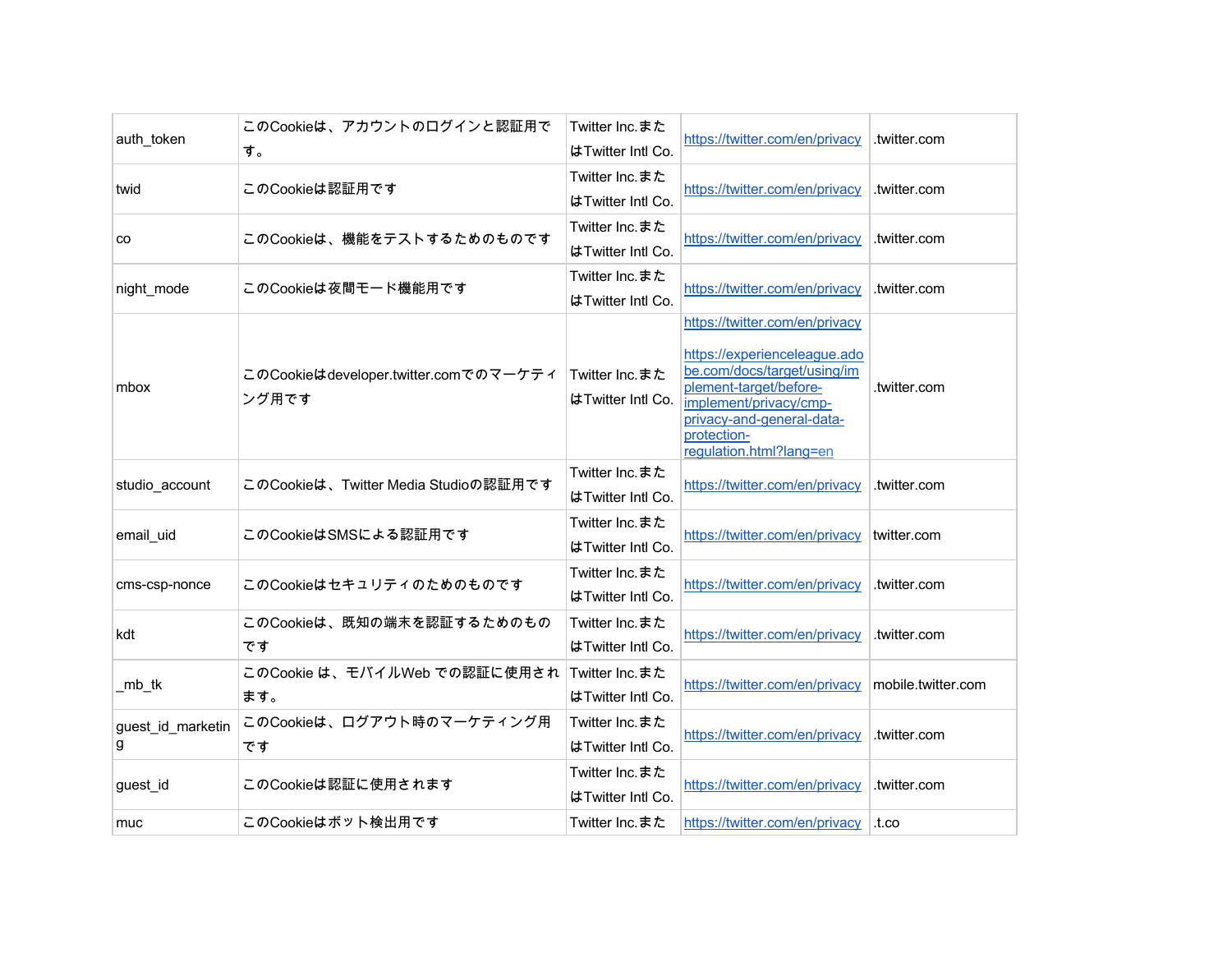| auth_token | このCookieは、アカウントのログインと認証用です。 | Twitter Inc.またはTwitter Intl Co. | https://twitter.com/en/privacy | .twitter.com |
|---|---|---|---|---|
| twid | このCookieは認証用です | Twitter Inc.またはTwitter Intl Co. | https://twitter.com/en/privacy | .twitter.com |
| co | このCookieは、機能をテストするためのものです | Twitter Inc.またはTwitter Intl Co. | https://twitter.com/en/privacy | .twitter.com |
| night_mode | このCookieは夜間モード機能用です | Twitter Inc.またはTwitter Intl Co. | https://twitter.com/en/privacy | .twitter.com |
| mbox | このCookieはdeveloper.twitter.comでのマーケティング用です | Twitter Inc.またはTwitter Intl Co. | https://twitter.com/en/privacy https://experienceleague.adobe.com/docs/target/using/implement-target/before-implement/privacy/cmp-privacy-and-general-data-protection-regulation.html?lang=en | .twitter.com |
| studio_account | このCookieは、Twitter Media Studioの認証用です | Twitter Inc.またはTwitter Intl Co. | https://twitter.com/en/privacy | .twitter.com |
| email_uid | このCookieはSMSによる認証用です | Twitter Inc.またはTwitter Intl Co. | https://twitter.com/en/privacy | twitter.com |
| cms-csp-nonce | このCookieはセキュリティのためのものです | Twitter Inc.またはTwitter Intl Co. | https://twitter.com/en/privacy | .twitter.com |
| kdt | このCookieは、既知の端末を認証するためのものです | Twitter Inc.またはTwitter Intl Co. | https://twitter.com/en/privacy | .twitter.com |
| _mb_tk | このCookie は、モバイルWeb での認証に使用されます。 | Twitter Inc.またはTwitter Intl Co. | https://twitter.com/en/privacy | mobile.twitter.com |
| guest_id_marketing | このCookieは、ログアウト時のマーケティング用です | Twitter Inc.またはTwitter Intl Co. | https://twitter.com/en/privacy | .twitter.com |
| guest_id | このCookieは認証に使用されます | Twitter Inc.またはTwitter Intl Co. | https://twitter.com/en/privacy | .twitter.com |
| muc | このCookieはボット検出用です | Twitter Inc.また | https://twitter.com/en/privacy | .t.co |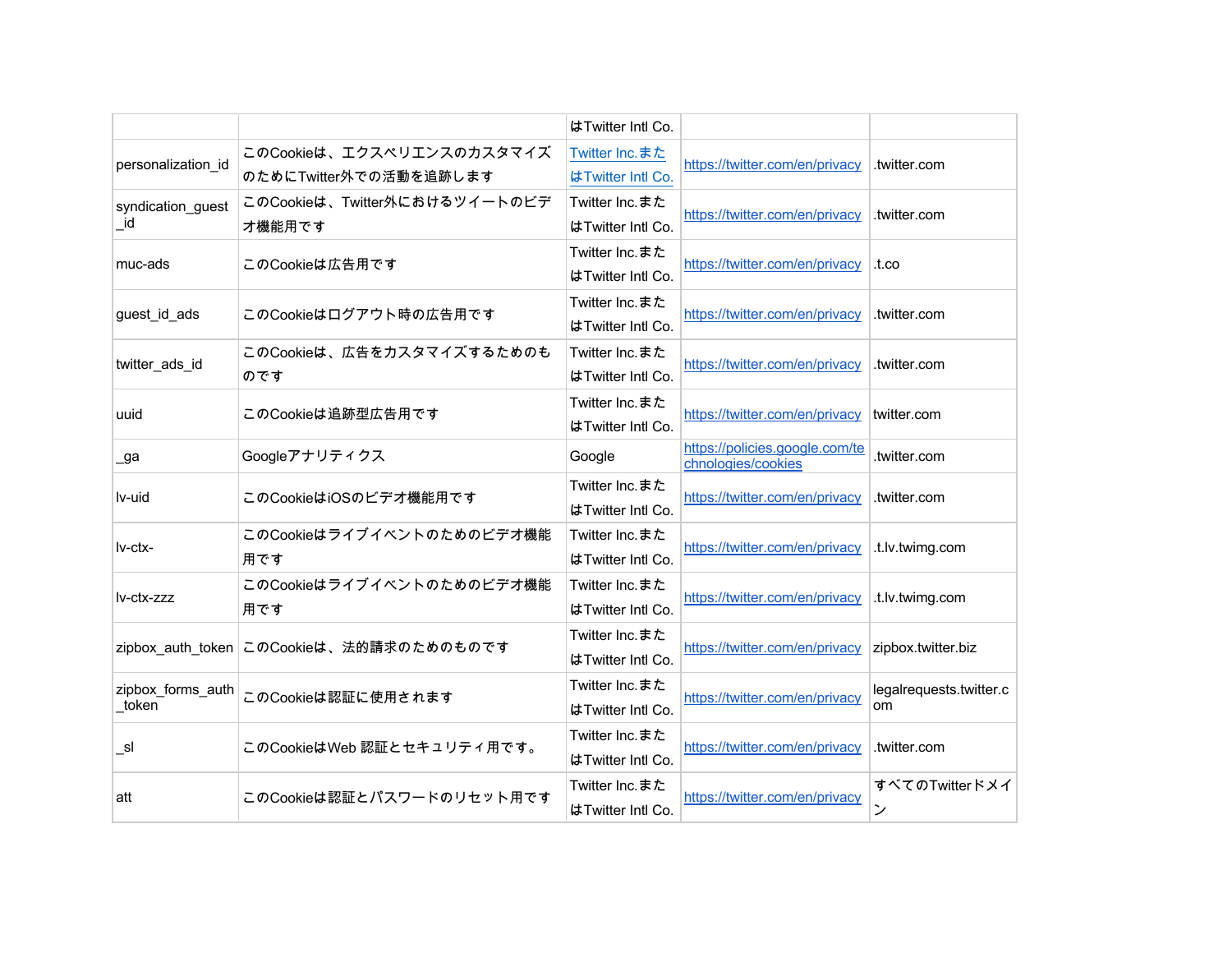| | | はTwitter Intl Co. | | |
|---|---|---|---|---|
| personalization_id | このCookieは、エクスペリエンスのカスタマイズのためにTwitter外での活動を追跡します | Twitter Inc.またはTwitter Intl Co. | https://twitter.com/en/privacy | .twitter.com |
| syndication_guest_id | このCookieは、Twitter外におけるツイートのビデオ機能用です | Twitter Inc.またはTwitter Intl Co. | https://twitter.com/en/privacy | .twitter.com |
| muc-ads | このCookieは広告用です | Twitter Inc.またはTwitter Intl Co. | https://twitter.com/en/privacy | .t.co |
| guest_id_ads | このCookieはログアウト時の広告用です | Twitter Inc.またはTwitter Intl Co. | https://twitter.com/en/privacy | .twitter.com |
| twitter_ads_id | このCookieは、広告をカスタマイズするためのものです | Twitter Inc.またはTwitter Intl Co. | https://twitter.com/en/privacy | .twitter.com |
| uuid | このCookieは追跡型広告用です | Twitter Inc.またはTwitter Intl Co. | https://twitter.com/en/privacy | twitter.com |
| _ga | Googleアナリティクス | Google | https://policies.google.com/technologies/cookies | .twitter.com |
| lv-uid | このCookieはiOSのビデオ機能用です | Twitter Inc.またはTwitter Intl Co. | https://twitter.com/en/privacy | .twitter.com |
| lv-ctx- | このCookieはライブイベントのためのビデオ機能用です | Twitter Inc.またはTwitter Intl Co. | https://twitter.com/en/privacy | .t.lv.twimg.com |
| lv-ctx-zzz | このCookieはライブイベントのためのビデオ機能用です | Twitter Inc.またはTwitter Intl Co. | https://twitter.com/en/privacy | .t.lv.twimg.com |
| zipbox_auth_token | このCookieは、法的請求のためのものです | Twitter Inc.またはTwitter Intl Co. | https://twitter.com/en/privacy | zipbox.twitter.biz |
| zipbox_forms_auth_token | このCookieは認証に使用されます | Twitter Inc.またはTwitter Intl Co. | https://twitter.com/en/privacy | legalrequests.twitter.com |
| _sl | このCookieはWeb 認証とセキュリティ用です。 | Twitter Inc.またはTwitter Intl Co. | https://twitter.com/en/privacy | .twitter.com |
| att | このCookieは認証とパスワードのリセット用です | Twitter Inc.またはTwitter Intl Co. | https://twitter.com/en/privacy | すべてのTwitterドメイン |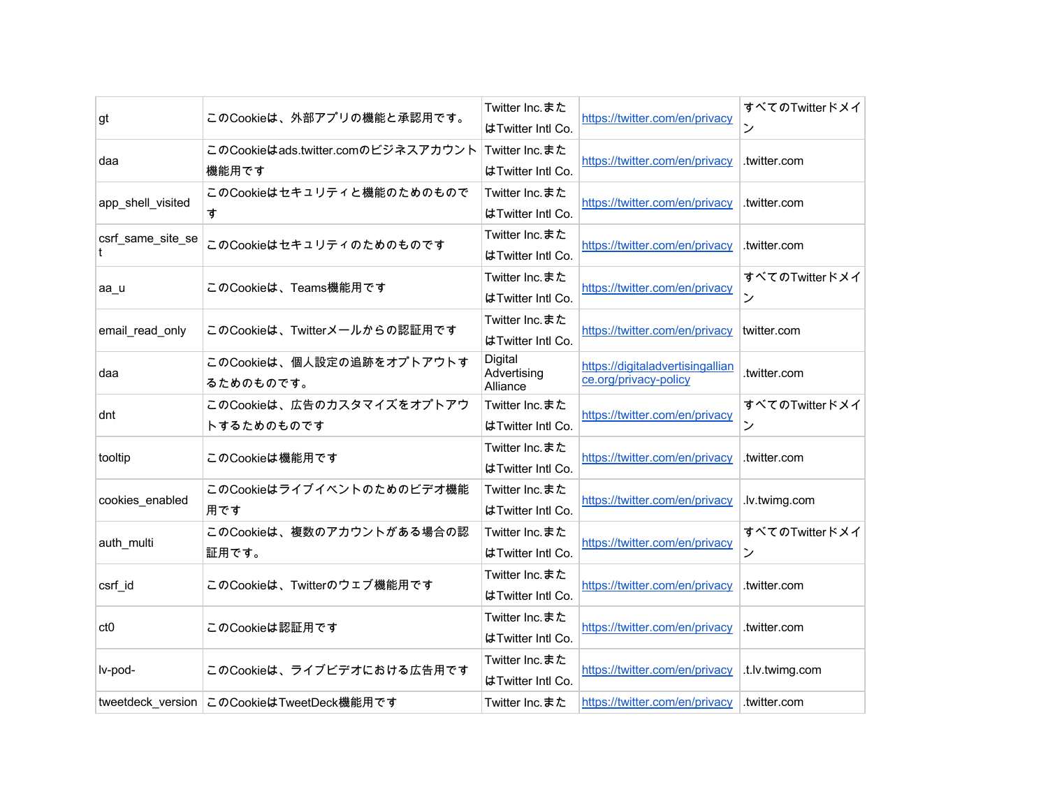| gt | このCookieは、外部アプリの機能と承認用です。 | Twitter Inc.またはTwitter Intl Co. | https://twitter.com/en/privacy | すべてのTwitterドメイン |
|---|---|---|---|---|
| daa | このCookieはads.twitter.comのビジネスアカウント機能用です | Twitter Inc.またはTwitter Intl Co. | https://twitter.com/en/privacy | .twitter.com |
| app_shell_visited | このCookieはセキュリティと機能のためのものです | Twitter Inc.またはTwitter Intl Co. | https://twitter.com/en/privacy | .twitter.com |
| csrf_same_site_set | このCookieはセキュリティのためのものです | Twitter Inc.またはTwitter Intl Co. | https://twitter.com/en/privacy | .twitter.com |
| aa_u | このCookieは、Teams機能用です | Twitter Inc.またはTwitter Intl Co. | https://twitter.com/en/privacy | すべてのTwitterドメイン |
| email_read_only | このCookieは、Twitterメールからの認証用です | Twitter Inc.またはTwitter Intl Co. | https://twitter.com/en/privacy | twitter.com |
| daa | このCookieは、個人設定の追跡をオプトアウトするためのものです。 | Digital Advertising Alliance | https://digitaladvertisingalliance.org/privacy-policy | .twitter.com |
| dnt | このCookieは、広告のカスタマイズをオプトアウトするためのものです | Twitter Inc.またはTwitter Intl Co. | https://twitter.com/en/privacy | すべてのTwitterドメイン |
| tooltip | このCookieは機能用です | Twitter Inc.またはTwitter Intl Co. | https://twitter.com/en/privacy | .twitter.com |
| cookies_enabled | このCookieはライブイベントのためのビデオ機能用です | Twitter Inc.またはTwitter Intl Co. | https://twitter.com/en/privacy | .lv.twimg.com |
| auth_multi | このCookieは、複数のアカウントがある場合の認証用です。 | Twitter Inc.またはTwitter Intl Co. | https://twitter.com/en/privacy | すべてのTwitterドメイン |
| csrf_id | このCookieは、Twitterのウェブ機能用です | Twitter Inc.またはTwitter Intl Co. | https://twitter.com/en/privacy | .twitter.com |
| ct0 | このCookieは認証用です | Twitter Inc.またはTwitter Intl Co. | https://twitter.com/en/privacy | .twitter.com |
| lv-pod- | このCookieは、ライブビデオにおける広告用です | Twitter Inc.またはTwitter Intl Co. | https://twitter.com/en/privacy | .t.lv.twimg.com |
| tweetdeck_version | このCookieはTweetDeck機能用です | Twitter Inc.また | https://twitter.com/en/privacy | .twitter.com |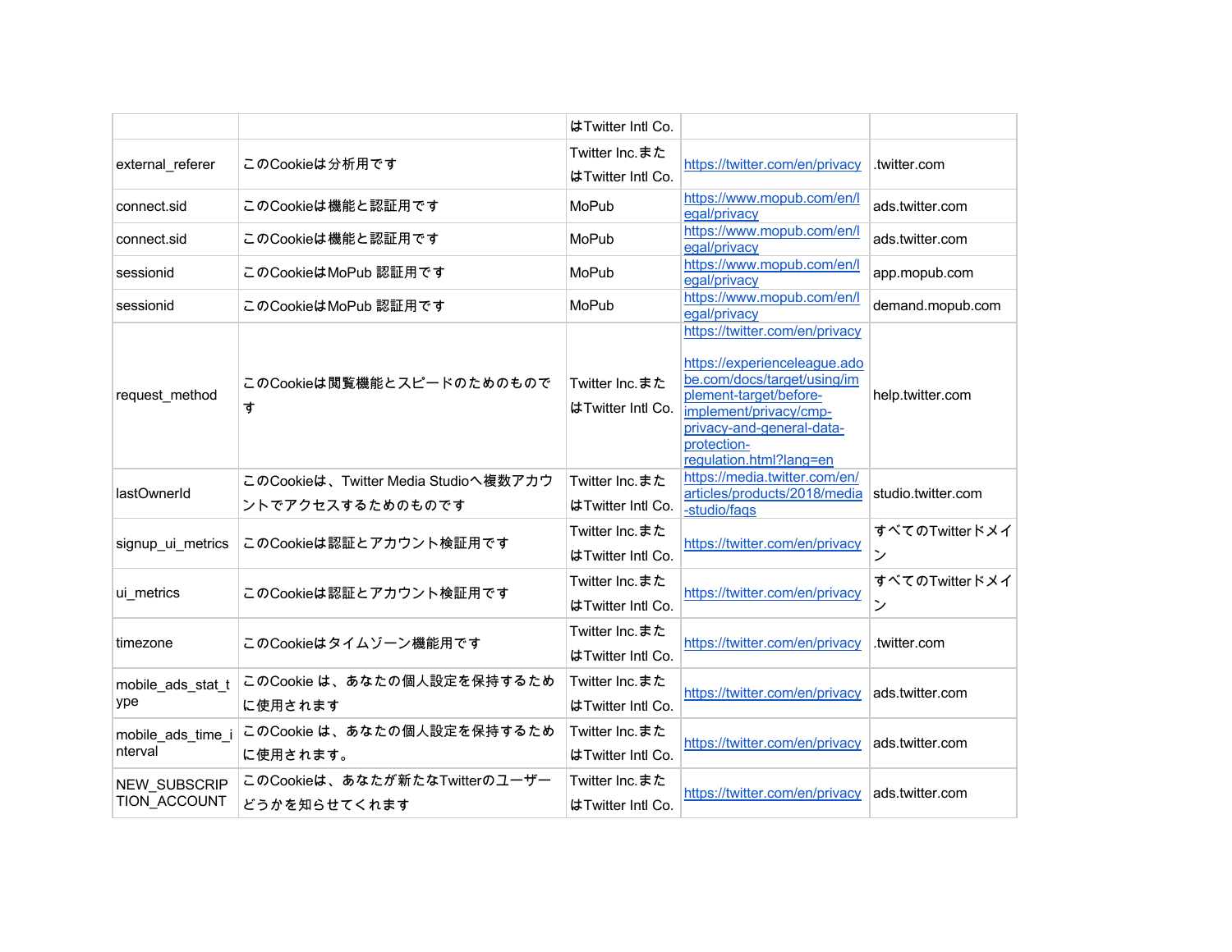| | | はTwitter Intl Co. | | |
|---|---|---|---|---|
| external_referer | このCookieは分析用です | Twitter Inc.またはTwitter Intl Co. | https://twitter.com/en/privacy | .twitter.com |
| connect.sid | このCookieは機能と認証用です | MoPub | https://www.mopub.com/en/legal/privacy | ads.twitter.com |
| connect.sid | このCookieは機能と認証用です | MoPub | https://www.mopub.com/en/legal/privacy | ads.twitter.com |
| sessionid | このCookieはMoPub 認証用です | MoPub | https://www.mopub.com/en/legal/privacy | app.mopub.com |
| sessionid | このCookieはMoPub 認証用です | MoPub | https://www.mopub.com/en/legal/privacy | demand.mopub.com |
| request_method | このCookieは閲覧機能とスピードのためのものです | Twitter Inc.またはTwitter Intl Co. | https://twitter.com/en/privacy https://experienceleague.adobe.com/docs/target/using/implement-target/before-implement/privacy/cmp-privacy-and-general-data-protection-regulation.html?lang=en | help.twitter.com |
| lastOwnerId | このCookieは、Twitter Media Studioへ複数アカウントでアクセスするためのものです | Twitter Inc.またはTwitter Intl Co. | https://media.twitter.com/en/articles/products/2018/media-studio/faqs | studio.twitter.com |
| signup_ui_metrics | このCookieは認証とアカウント検証用です | Twitter Inc.またはTwitter Intl Co. | https://twitter.com/en/privacy | すべてのTwitterドメイン |
| ui_metrics | このCookieは認証とアカウント検証用です | Twitter Inc.またはTwitter Intl Co. | https://twitter.com/en/privacy | すべてのTwitterドメイン |
| timezone | このCookieはタイムゾーン機能用です | Twitter Inc.またはTwitter Intl Co. | https://twitter.com/en/privacy | .twitter.com |
| mobile_ads_stat_type | このCookie は、あなたの個人設定を保持するために使用されます | Twitter Inc.またはTwitter Intl Co. | https://twitter.com/en/privacy | ads.twitter.com |
| mobile_ads_time_interval | このCookie は、あなたの個人設定を保持するために使用されます。 | Twitter Inc.またはTwitter Intl Co. | https://twitter.com/en/privacy | ads.twitter.com |
| NEW_SUBSCRIPTION_ACCOUNT | このCookieは、あなたが新たなTwitterのユーザーどうかを知らせてくれます | Twitter Inc.またはTwitter Intl Co. | https://twitter.com/en/privacy | ads.twitter.com |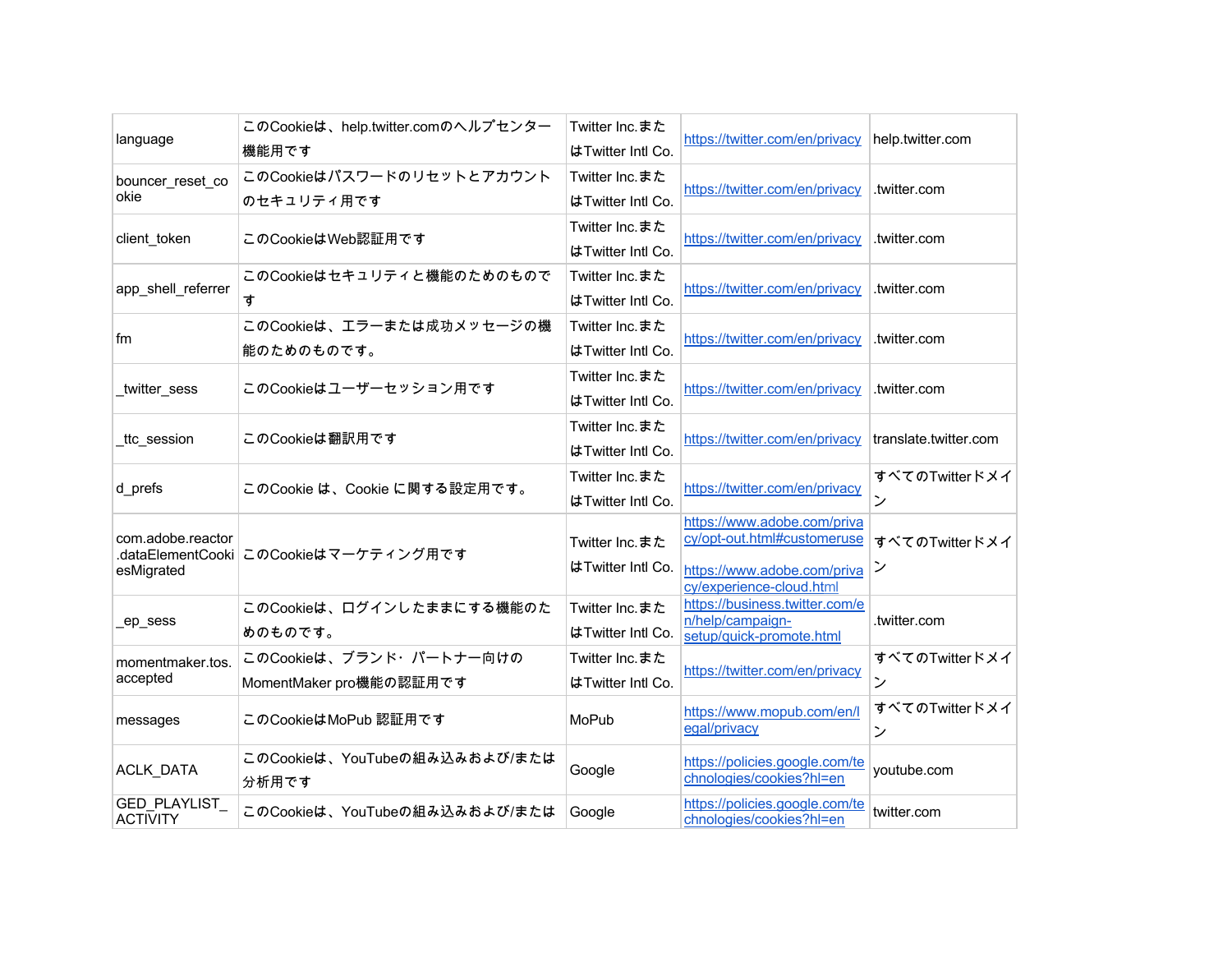| | | | | |
|---|---|---|---|---|
| language | このCookieは、help.twitter.comのヘルプセンター機能用です | Twitter Inc.またはTwitter Intl Co. | https://twitter.com/en/privacy | help.twitter.com |
| bouncer_reset_cookie | このCookieはパスワードのリセットとアカウントのセキュリティ用です | Twitter Inc.またはTwitter Intl Co. | https://twitter.com/en/privacy | .twitter.com |
| client_token | このCookieはWeb認証用です | Twitter Inc.またはTwitter Intl Co. | https://twitter.com/en/privacy | .twitter.com |
| app_shell_referrer | このCookieはセキュリティと機能のためのものです | Twitter Inc.またはTwitter Intl Co. | https://twitter.com/en/privacy | .twitter.com |
| fm | このCookieは、エラーまたは成功メッセージの機能のためのものです。 | Twitter Inc.またはTwitter Intl Co. | https://twitter.com/en/privacy | .twitter.com |
| _twitter_sess | このCookieはユーザーセッション用です | Twitter Inc.またはTwitter Intl Co. | https://twitter.com/en/privacy | .twitter.com |
| _ttc_session | このCookieは翻訳用です | Twitter Inc.またはTwitter Intl Co. | https://twitter.com/en/privacy | translate.twitter.com |
| d_prefs | このCookie は、Cookie に関する設定用です。 | Twitter Inc.またはTwitter Intl Co. | https://twitter.com/en/privacy | すべてのTwitterドメイン |
| com.adobe.reactor.dataElementCookiesMigrated | このCookieはマーケティング用です | Twitter Inc.またはTwitter Intl Co. | https://www.adobe.com/privacy/opt-out.html#customeruse https://www.adobe.com/privacy/experience-cloud.html | すべてのTwitterドメイン |
| _ep_sess | このCookieは、ログインしたままにする機能のためのものです。 | Twitter Inc.またはTwitter Intl Co. | https://business.twitter.com/en/help/campaign-setup/quick-promote.html | .twitter.com |
| momentmaker.tos.accepted | このCookieは、ブランド・パートナー向けのMomentMaker pro機能の認証用です | Twitter Inc.またはTwitter Intl Co. | https://twitter.com/en/privacy | すべてのTwitterドメイン |
| messages | このCookieはMoPub 認証用です | MoPub | https://www.mopub.com/en/legal/privacy | すべてのTwitterドメイン |
| ACLK_DATA | このCookieは、YouTubeの組み込みおよび/または分析用です | Google | https://policies.google.com/technologies/cookies?hl=en | youtube.com |
| GED_PLAYLIST_ACTIVITY | このCookieは、YouTubeの組み込みおよび/または | Google | https://policies.google.com/technologies/cookies?hl=en | twitter.com |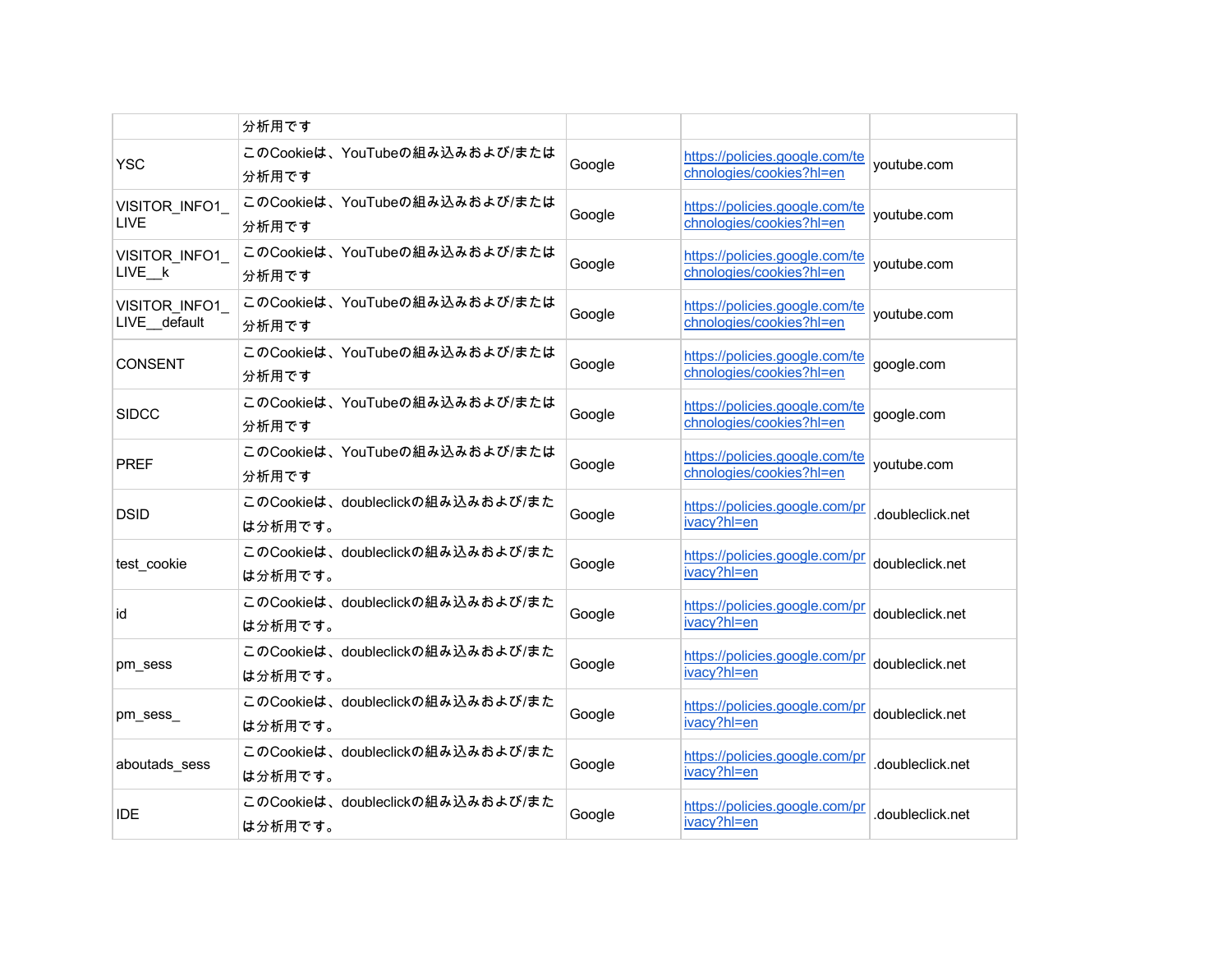| | | | | |
|---|---|---|---|---|
| | 分析用です | | | |
| YSC | このCookieは、YouTubeの組み込みおよび/または分析用です | Google | https://policies.google.com/technologies/cookies?hl=en | youtube.com |
| VISITOR_INFO1_LIVE | このCookieは、YouTubeの組み込みおよび/または分析用です | Google | https://policies.google.com/technologies/cookies?hl=en | youtube.com |
| VISITOR_INFO1_LIVE__k | このCookieは、YouTubeの組み込みおよび/または分析用です | Google | https://policies.google.com/technologies/cookies?hl=en | youtube.com |
| VISITOR_INFO1_LIVE__default | このCookieは、YouTubeの組み込みおよび/または分析用です | Google | https://policies.google.com/technologies/cookies?hl=en | youtube.com |
| CONSENT | このCookieは、YouTubeの組み込みおよび/または分析用です | Google | https://policies.google.com/technologies/cookies?hl=en | google.com |
| SIDCC | このCookieは、YouTubeの組み込みおよび/または分析用です | Google | https://policies.google.com/technologies/cookies?hl=en | google.com |
| PREF | このCookieは、YouTubeの組み込みおよび/または分析用です | Google | https://policies.google.com/technologies/cookies?hl=en | youtube.com |
| DSID | このCookieは、doubleclickの組み込みおよび/または分析用です。 | Google | https://policies.google.com/privacy?hl=en | .doubleclick.net |
| test_cookie | このCookieは、doubleclickの組み込みおよび/または分析用です。 | Google | https://policies.google.com/privacy?hl=en | doubleclick.net |
| id | このCookieは、doubleclickの組み込みおよび/または分析用です。 | Google | https://policies.google.com/privacy?hl=en | doubleclick.net |
| pm_sess | このCookieは、doubleclickの組み込みおよび/または分析用です。 | Google | https://policies.google.com/privacy?hl=en | doubleclick.net |
| pm_sess_ | このCookieは、doubleclickの組み込みおよび/または分析用です。 | Google | https://policies.google.com/privacy?hl=en | doubleclick.net |
| aboutads_sess | このCookieは、doubleclickの組み込みおよび/または分析用です。 | Google | https://policies.google.com/privacy?hl=en | .doubleclick.net |
| IDE | このCookieは、doubleclickの組み込みおよび/または分析用です。 | Google | https://policies.google.com/privacy?hl=en | .doubleclick.net |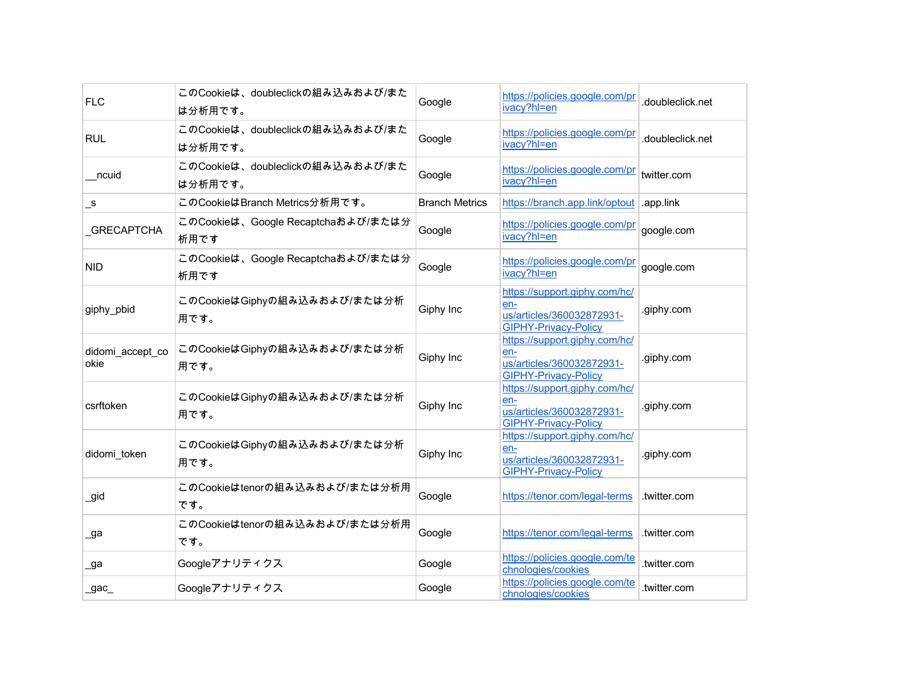| FLC | このCookieは、doubleclickの組み込みおよび/または分析用です。 | Google | https://policies.google.com/privacy?hl=en | .doubleclick.net |
|---|---|---|---|---|
| RUL | このCookieは、doubleclickの組み込みおよび/または分析用です。 | Google | https://policies.google.com/privacy?hl=en | .doubleclick.net |
| __ncuid | このCookieは、doubleclickの組み込みおよび/または分析用です。 | Google | https://policies.google.com/privacy?hl=en | twitter.com |
| _s | このCookieはBranch Metrics分析用です。 | Branch Metrics | https://branch.app.link/optout | .app.link |
| _GRECAPTCHA | このCookieは、Google Recaptchaおよび/または分析用です | Google | https://policies.google.com/privacy?hl=en | google.com |
| NID | このCookieは、Google Recaptchaおよび/または分析用です | Google | https://policies.google.com/privacy?hl=en | google.com |
| giphy_pbid | このCookieはGiphyの組み込みおよび/または分析用です。 | Giphy Inc | https://support.giphy.com/hc/en-us/articles/360032872931-GIPHY-Privacy-Policy | .giphy.com |
| didomi_accept_cookie | このCookieはGiphyの組み込みおよび/または分析用です。 | Giphy Inc | https://support.giphy.com/hc/en-us/articles/360032872931-GIPHY-Privacy-Policy | .giphy.com |
| csrftoken | このCookieはGiphyの組み込みおよび/または分析用です。 | Giphy Inc | https://support.giphy.com/hc/en-us/articles/360032872931-GIPHY-Privacy-Policy | .giphy.com |
| didomi_token | このCookieはGiphyの組み込みおよび/または分析用です。 | Giphy Inc | https://support.giphy.com/hc/en-us/articles/360032872931-GIPHY-Privacy-Policy | .giphy.com |
| _gid | このCookieはtenorの組み込みおよび/または分析用です。 | Google | https://tenor.com/legal-terms | .twitter.com |
| _ga | このCookieはtenorの組み込みおよび/または分析用です。 | Google | https://tenor.com/legal-terms | .twitter.com |
| _ga | Googleアナリティクス | Google | https://policies.google.com/technologies/cookies | .twitter.com |
| _gac_ | Googleアナリティクス | Google | https://policies.google.com/technologies/cookies | .twitter.com |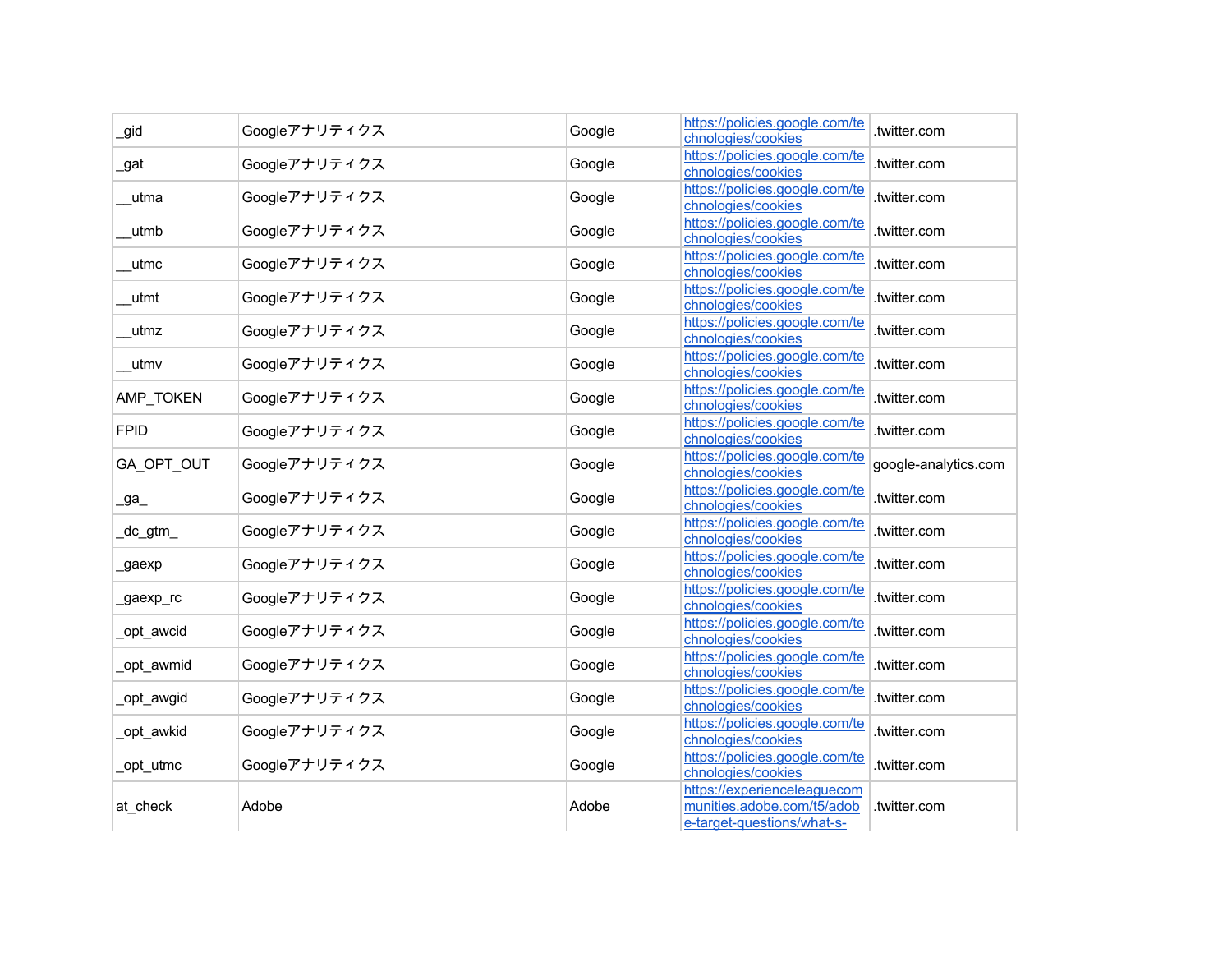| _gid | Googleアナリティクス | Google | https://policies.google.com/technologies/cookies | .twitter.com |
|---|---|---|---|---|
| _gat | Googleアナリティクス | Google | https://policies.google.com/technologies/cookies | .twitter.com |
| __utma | Googleアナリティクス | Google | https://policies.google.com/technologies/cookies | .twitter.com |
| __utmb | Googleアナリティクス | Google | https://policies.google.com/technologies/cookies | .twitter.com |
| __utmc | Googleアナリティクス | Google | https://policies.google.com/technologies/cookies | .twitter.com |
| __utmt | Googleアナリティクス | Google | https://policies.google.com/technologies/cookies | .twitter.com |
| __utmz | Googleアナリティクス | Google | https://policies.google.com/technologies/cookies | .twitter.com |
| __utmv | Googleアナリティクス | Google | https://policies.google.com/technologies/cookies | .twitter.com |
| AMP_TOKEN | Googleアナリティクス | Google | https://policies.google.com/technologies/cookies | .twitter.com |
| FPID | Googleアナリティクス | Google | https://policies.google.com/technologies/cookies | .twitter.com |
| GA_OPT_OUT | Googleアナリティクス | Google | https://policies.google.com/technologies/cookies | google-analytics.com |
| _ga_ | Googleアナリティクス | Google | https://policies.google.com/technologies/cookies | .twitter.com |
| _dc_gtm_ | Googleアナリティクス | Google | https://policies.google.com/technologies/cookies | .twitter.com |
| _gaexp | Googleアナリティクス | Google | https://policies.google.com/technologies/cookies | .twitter.com |
| _gaexp_rc | Googleアナリティクス | Google | https://policies.google.com/technologies/cookies | .twitter.com |
| _opt_awcid | Googleアナリティクス | Google | https://policies.google.com/technologies/cookies | .twitter.com |
| _opt_awmid | Googleアナリティクス | Google | https://policies.google.com/technologies/cookies | .twitter.com |
| _opt_awgid | Googleアナリティクス | Google | https://policies.google.com/technologies/cookies | .twitter.com |
| _opt_awkid | Googleアナリティクス | Google | https://policies.google.com/technologies/cookies | .twitter.com |
| _opt_utmc | Googleアナリティクス | Google | https://policies.google.com/technologies/cookies | .twitter.com |
| at_check | Adobe | Adobe | https://experienceleaguecommunities.adobe.com/t5/adobe-target-questions/what-s- | .twitter.com |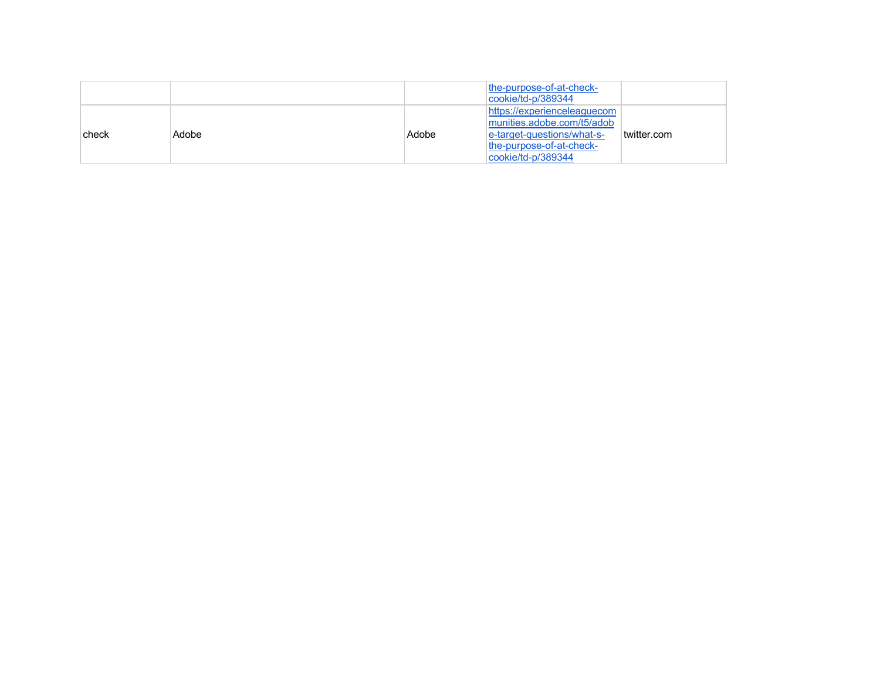| | | | | |
|---|---|---|---|---|
| | | | the-purpose-of-at-check-cookie/td-p/389344 | |
| check | Adobe | Adobe | https://experienceleaguecommunities.adobe.com/t5/adobe-target-questions/what-s-the-purpose-of-at-check-cookie/td-p/389344 | twitter.com |